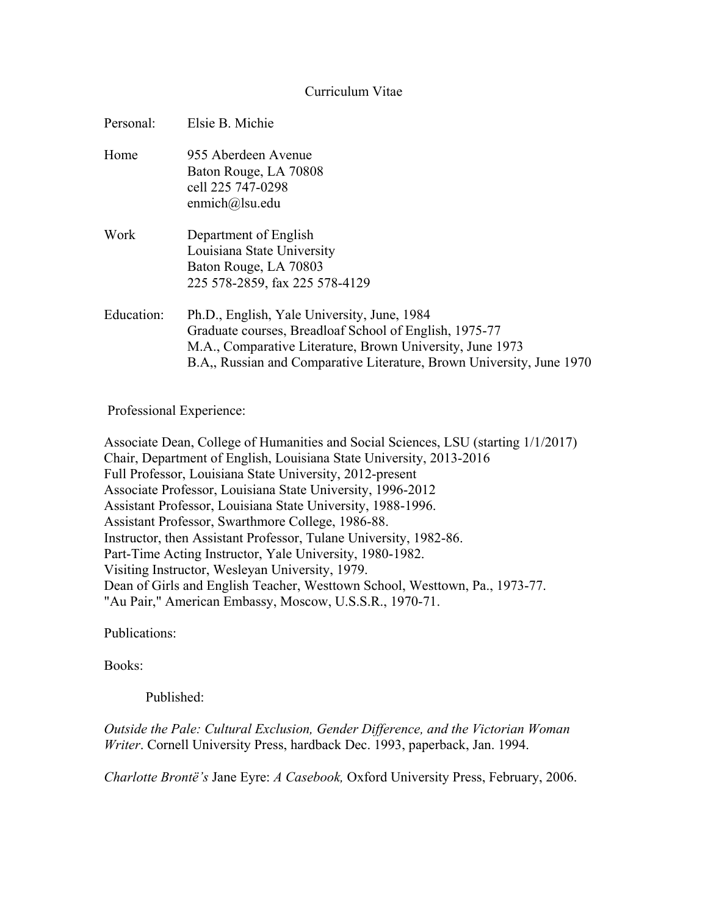# Curriculum Vitae

Personal: Elsie B. Michie

Home
955 Aberdeen Avenue
Baton Rouge, LA 70808
cell 225 747-0298
enmich@lsu.edu

Work
Department of English
Louisiana State University
Baton Rouge, LA 70803
225 578-2859, fax 225 578-4129

Education:
Ph.D., English, Yale University, June, 1984
Graduate courses, Breadloaf School of English, 1975-77
M.A., Comparative Literature, Brown University, June 1973
B.A,, Russian and Comparative Literature, Brown University, June 1970

## Professional Experience:

Associate Dean, College of Humanities and Social Sciences, LSU (starting 1/1/2017)
Chair, Department of English, Louisiana State University, 2013-2016
Full Professor, Louisiana State University, 2012-present
Associate Professor, Louisiana State University, 1996-2012
Assistant Professor, Louisiana State University, 1988-1996.
Assistant Professor, Swarthmore College, 1986-88.
Instructor, then Assistant Professor, Tulane University, 1982-86.
Part-Time Acting Instructor, Yale University, 1980-1982.
Visiting Instructor, Wesleyan University, 1979.
Dean of Girls and English Teacher, Westtown School, Westtown, Pa., 1973-77.
"Au Pair," American Embassy, Moscow, U.S.S.R., 1970-71.

## Publications:

### Books:

#### Published:

*Outside the Pale: Cultural Exclusion, Gender Difference, and the Victorian Woman Writer*. Cornell University Press, hardback Dec. 1993, paperback, Jan. 1994.

*Charlotte Brontë's* Jane Eyre: *A Casebook,* Oxford University Press, February, 2006.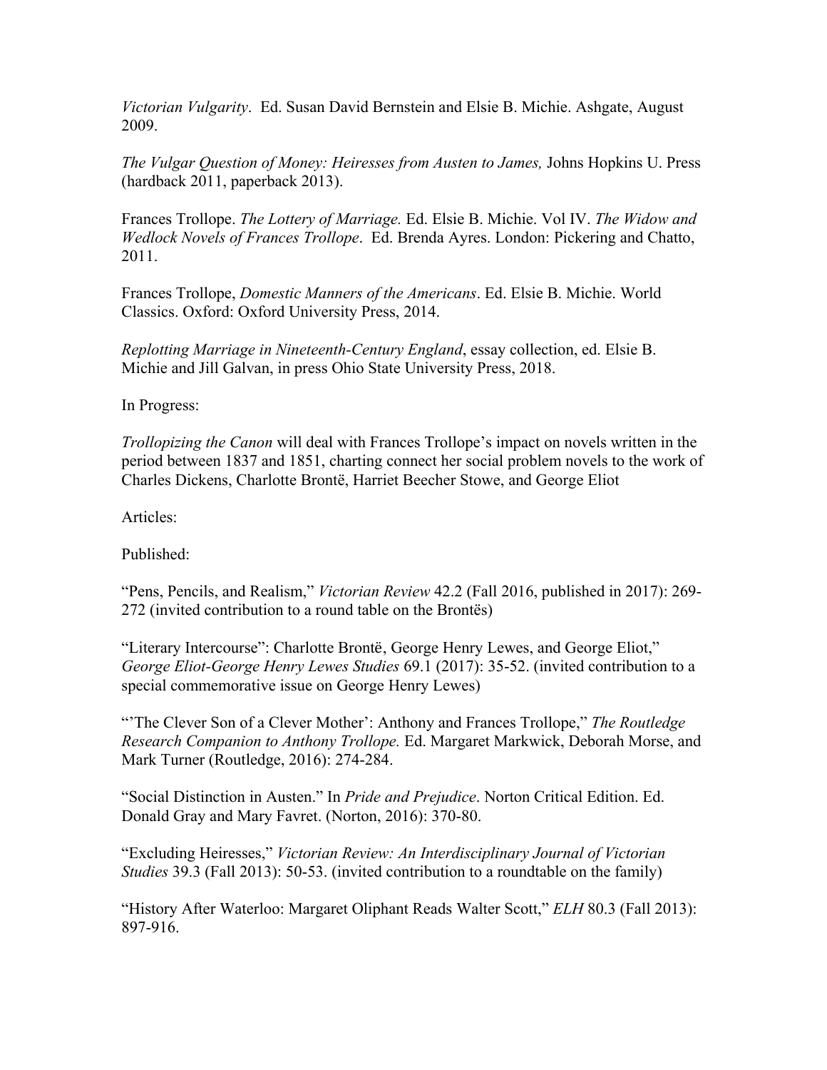*Victorian Vulgarity*. Ed. Susan David Bernstein and Elsie B. Michie. Ashgate, August 2009.

*The Vulgar Question of Money: Heiresses from Austen to James,* Johns Hopkins U. Press (hardback 2011, paperback 2013).

Frances Trollope. *The Lottery of Marriage.* Ed. Elsie B. Michie. Vol IV. *The Widow and Wedlock Novels of Frances Trollope*. Ed. Brenda Ayres. London: Pickering and Chatto, 2011.

Frances Trollope, *Domestic Manners of the Americans*. Ed. Elsie B. Michie. World Classics. Oxford: Oxford University Press, 2014.

*Replotting Marriage in Nineteenth-Century England*, essay collection, ed. Elsie B. Michie and Jill Galvan, in press Ohio State University Press, 2018.

In Progress:

*Trollopizing the Canon* will deal with Frances Trollope's impact on novels written in the period between 1837 and 1851, charting connect her social problem novels to the work of Charles Dickens, Charlotte Brontë, Harriet Beecher Stowe, and George Eliot

Articles:

Published:

"Pens, Pencils, and Realism," *Victorian Review* 42.2 (Fall 2016, published in 2017): 269-272 (invited contribution to a round table on the Brontës)

"Literary Intercourse": Charlotte Brontë, George Henry Lewes, and George Eliot," *George Eliot-George Henry Lewes Studies* 69.1 (2017): 35-52. (invited contribution to a special commemorative issue on George Henry Lewes)

"'The Clever Son of a Clever Mother': Anthony and Frances Trollope," *The Routledge Research Companion to Anthony Trollope.* Ed. Margaret Markwick, Deborah Morse, and Mark Turner (Routledge, 2016): 274-284.

"Social Distinction in Austen." In *Pride and Prejudice*. Norton Critical Edition. Ed. Donald Gray and Mary Favret. (Norton, 2016): 370-80.

"Excluding Heiresses," *Victorian Review: An Interdisciplinary Journal of Victorian Studies* 39.3 (Fall 2013): 50-53. (invited contribution to a roundtable on the family)

"History After Waterloo: Margaret Oliphant Reads Walter Scott," *ELH* 80.3 (Fall 2013): 897-916.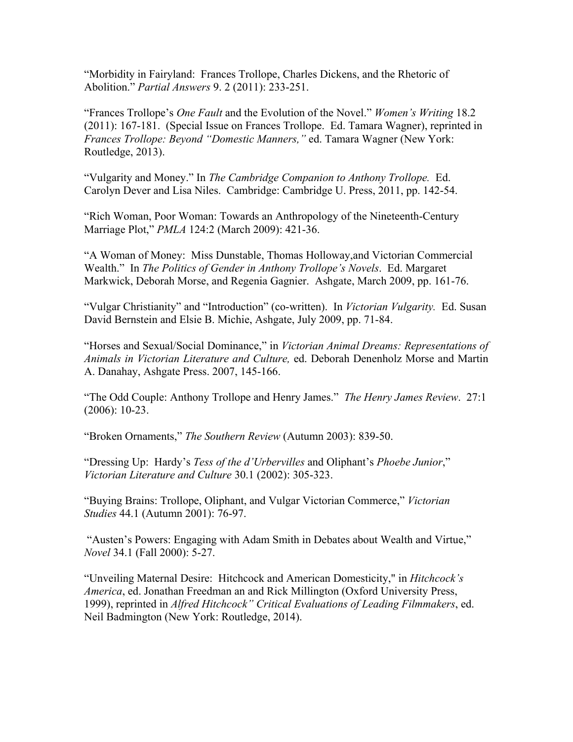"Morbidity in Fairyland: Frances Trollope, Charles Dickens, and the Rhetoric of Abolition." *Partial Answers* 9. 2 (2011): 233-251.

"Frances Trollope's *One Fault* and the Evolution of the Novel." *Women's Writing* 18.2 (2011): 167-181. (Special Issue on Frances Trollope. Ed. Tamara Wagner), reprinted in *Frances Trollope: Beyond "Domestic Manners,"* ed. Tamara Wagner (New York: Routledge, 2013).

"Vulgarity and Money." In *The Cambridge Companion to Anthony Trollope.* Ed. Carolyn Dever and Lisa Niles. Cambridge: Cambridge U. Press, 2011, pp. 142-54.

"Rich Woman, Poor Woman: Towards an Anthropology of the Nineteenth-Century Marriage Plot," *PMLA* 124:2 (March 2009): 421-36.

"A Woman of Money: Miss Dunstable, Thomas Holloway,and Victorian Commercial Wealth." In *The Politics of Gender in Anthony Trollope's Novels*. Ed. Margaret Markwick, Deborah Morse, and Regenia Gagnier. Ashgate, March 2009, pp. 161-76.

"Vulgar Christianity" and "Introduction" (co-written). In *Victorian Vulgarity.* Ed. Susan David Bernstein and Elsie B. Michie, Ashgate, July 2009, pp. 71-84.

"Horses and Sexual/Social Dominance," in *Victorian Animal Dreams: Representations of Animals in Victorian Literature and Culture,* ed. Deborah Denenholz Morse and Martin A. Danahay, Ashgate Press. 2007, 145-166.

"The Odd Couple: Anthony Trollope and Henry James." *The Henry James Review*. 27:1 (2006): 10-23.

"Broken Ornaments," *The Southern Review* (Autumn 2003): 839-50.

"Dressing Up: Hardy's *Tess of the d'Urbervilles* and Oliphant's *Phoebe Junior*," *Victorian Literature and Culture* 30.1 (2002): 305-323.

"Buying Brains: Trollope, Oliphant, and Vulgar Victorian Commerce," *Victorian Studies* 44.1 (Autumn 2001): 76-97.

"Austen's Powers: Engaging with Adam Smith in Debates about Wealth and Virtue," *Novel* 34.1 (Fall 2000): 5-27.

"Unveiling Maternal Desire: Hitchcock and American Domesticity," in *Hitchcock's America*, ed. Jonathan Freedman an and Rick Millington (Oxford University Press, 1999), reprinted in *Alfred Hitchcock" Critical Evaluations of Leading Filmmakers*, ed. Neil Badmington (New York: Routledge, 2014).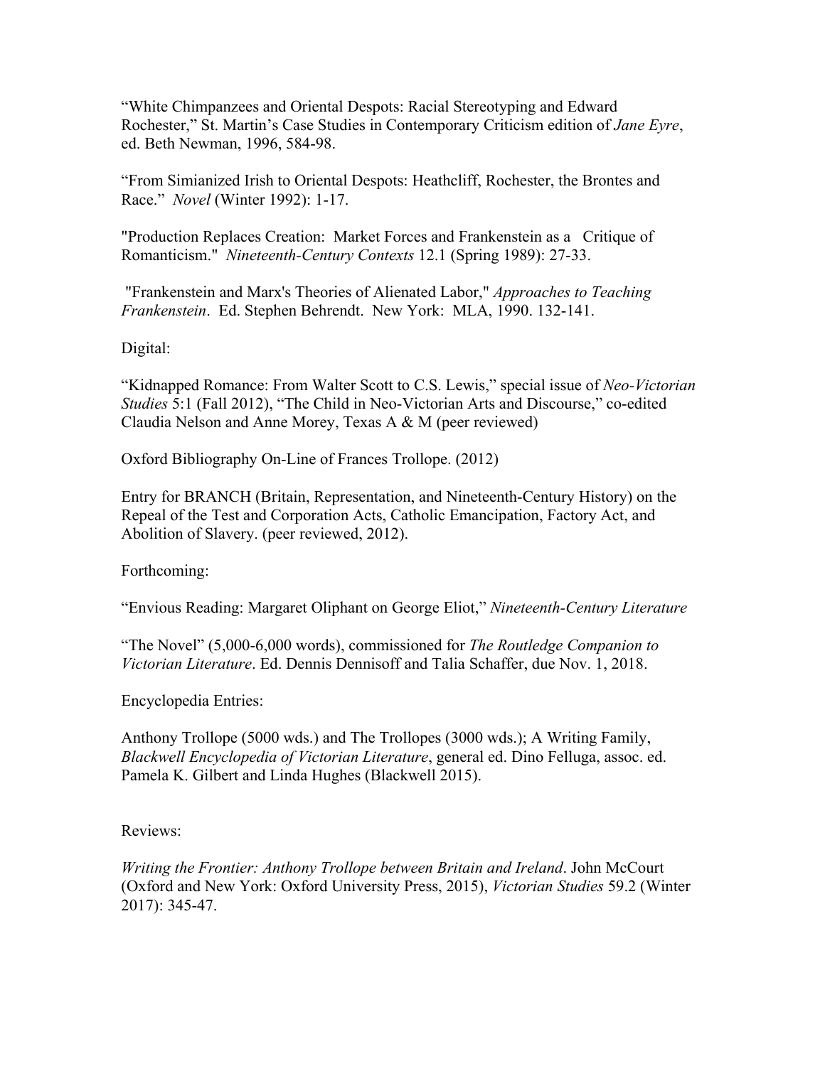“White Chimpanzees and Oriental Despots: Racial Stereotyping and Edward Rochester,” St. Martin’s Case Studies in Contemporary Criticism edition of *Jane Eyre*, ed. Beth Newman, 1996, 584-98.

“From Simianized Irish to Oriental Despots: Heathcliff, Rochester, the Brontes and Race.” *Novel* (Winter 1992): 1-17.

"Production Replaces Creation: Market Forces and Frankenstein as a Critique of Romanticism." *Nineteenth-Century Contexts* 12.1 (Spring 1989): 27-33.

"Frankenstein and Marx's Theories of Alienated Labor," *Approaches to Teaching Frankenstein*. Ed. Stephen Behrendt. New York: MLA, 1990. 132-141.

Digital:

“Kidnapped Romance: From Walter Scott to C.S. Lewis,” special issue of *Neo-Victorian Studies* 5:1 (Fall 2012), “The Child in Neo-Victorian Arts and Discourse,” co-edited Claudia Nelson and Anne Morey, Texas A & M (peer reviewed)

Oxford Bibliography On-Line of Frances Trollope. (2012)

Entry for BRANCH (Britain, Representation, and Nineteenth-Century History) on the Repeal of the Test and Corporation Acts, Catholic Emancipation, Factory Act, and Abolition of Slavery. (peer reviewed, 2012).

Forthcoming:

“Envious Reading: Margaret Oliphant on George Eliot,” *Nineteenth-Century Literature*

“The Novel” (5,000-6,000 words), commissioned for *The Routledge Companion to Victorian Literature*. Ed. Dennis Dennisoff and Talia Schaffer, due Nov. 1, 2018.

Encyclopedia Entries:

Anthony Trollope (5000 wds.) and The Trollopes (3000 wds.); A Writing Family, *Blackwell Encyclopedia of Victorian Literature*, general ed. Dino Felluga, assoc. ed. Pamela K. Gilbert and Linda Hughes (Blackwell 2015).

Reviews:

*Writing the Frontier: Anthony Trollope between Britain and Ireland*. John McCourt (Oxford and New York: Oxford University Press, 2015), *Victorian Studies* 59.2 (Winter 2017): 345-47.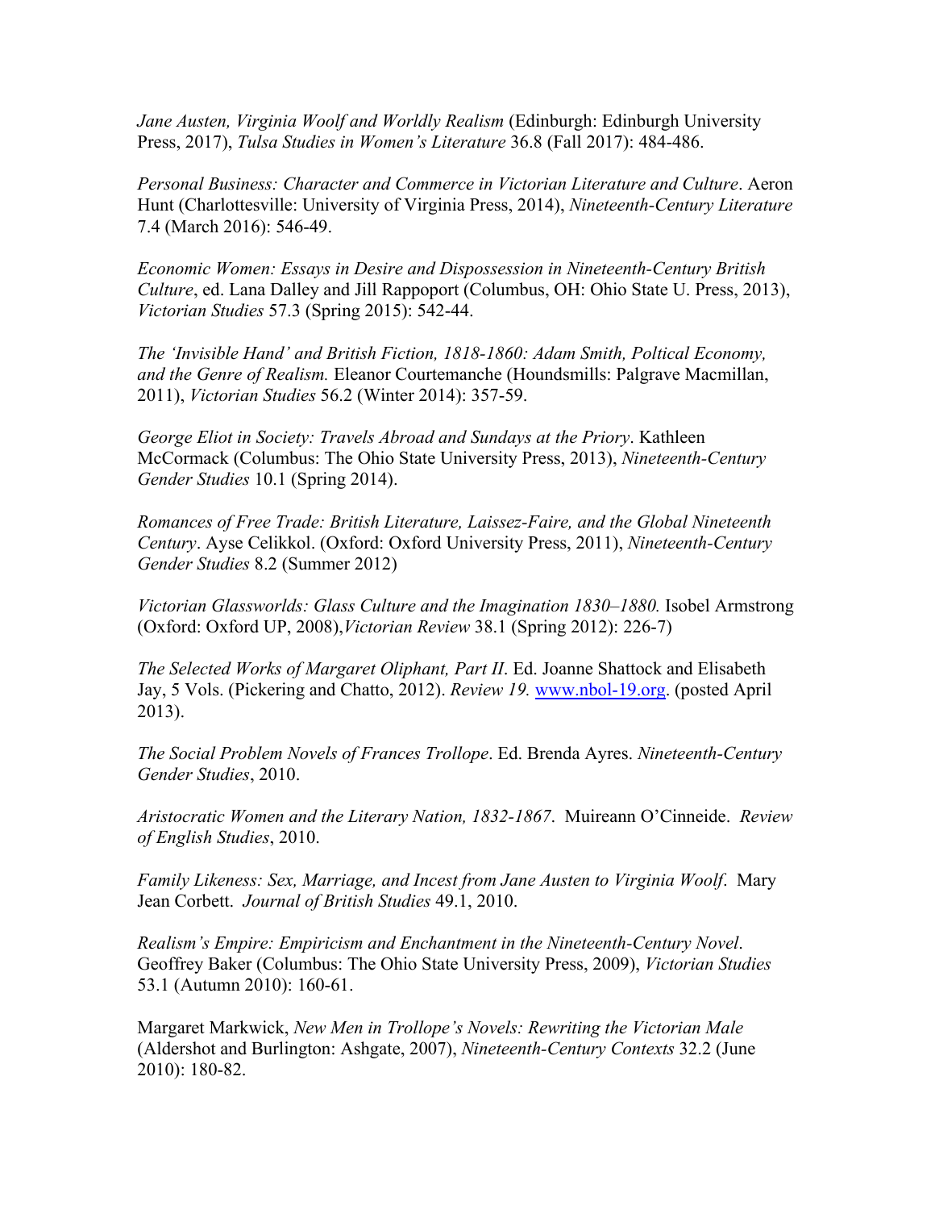*Jane Austen, Virginia Woolf and Worldly Realism* (Edinburgh: Edinburgh University Press, 2017), *Tulsa Studies in Women's Literature* 36.8 (Fall 2017): 484-486.

*Personal Business: Character and Commerce in Victorian Literature and Culture*. Aeron Hunt (Charlottesville: University of Virginia Press, 2014), *Nineteenth-Century Literature* 7.4 (March 2016): 546-49.

*Economic Women: Essays in Desire and Dispossession in Nineteenth-Century British Culture*, ed. Lana Dalley and Jill Rappoport (Columbus, OH: Ohio State U. Press, 2013), *Victorian Studies* 57.3 (Spring 2015): 542-44.

*The 'Invisible Hand' and British Fiction, 1818-1860: Adam Smith, Poltical Economy, and the Genre of Realism.* Eleanor Courtemanche (Houndsmills: Palgrave Macmillan, 2011), *Victorian Studies* 56.2 (Winter 2014): 357-59.

*George Eliot in Society: Travels Abroad and Sundays at the Priory*. Kathleen McCormack (Columbus: The Ohio State University Press, 2013), *Nineteenth-Century Gender Studies* 10.1 (Spring 2014).

*Romances of Free Trade: British Literature, Laissez-Faire, and the Global Nineteenth Century*. Ayse Celikkol. (Oxford: Oxford University Press, 2011), *Nineteenth-Century Gender Studies* 8.2 (Summer 2012)

*Victorian Glassworlds: Glass Culture and the Imagination 1830–1880.* Isobel Armstrong (Oxford: Oxford UP, 2008),*Victorian Review* 38.1 (Spring 2012): 226-7)

*The Selected Works of Margaret Oliphant, Part II*. Ed. Joanne Shattock and Elisabeth Jay, 5 Vols. (Pickering and Chatto, 2012). *Review 19.* www.nbol-19.org. (posted April 2013).

*The Social Problem Novels of Frances Trollope*. Ed. Brenda Ayres. *Nineteenth-Century Gender Studies*, 2010.

*Aristocratic Women and the Literary Nation, 1832-1867*. Muireann O'Cinneide. *Review of English Studies*, 2010.

*Family Likeness: Sex, Marriage, and Incest from Jane Austen to Virginia Woolf*. Mary Jean Corbett. *Journal of British Studies* 49.1, 2010.

*Realism's Empire: Empiricism and Enchantment in the Nineteenth-Century Novel*. Geoffrey Baker (Columbus: The Ohio State University Press, 2009), *Victorian Studies* 53.1 (Autumn 2010): 160-61.

Margaret Markwick, *New Men in Trollope's Novels: Rewriting the Victorian Male* (Aldershot and Burlington: Ashgate, 2007), *Nineteenth-Century Contexts* 32.2 (June 2010): 180-82.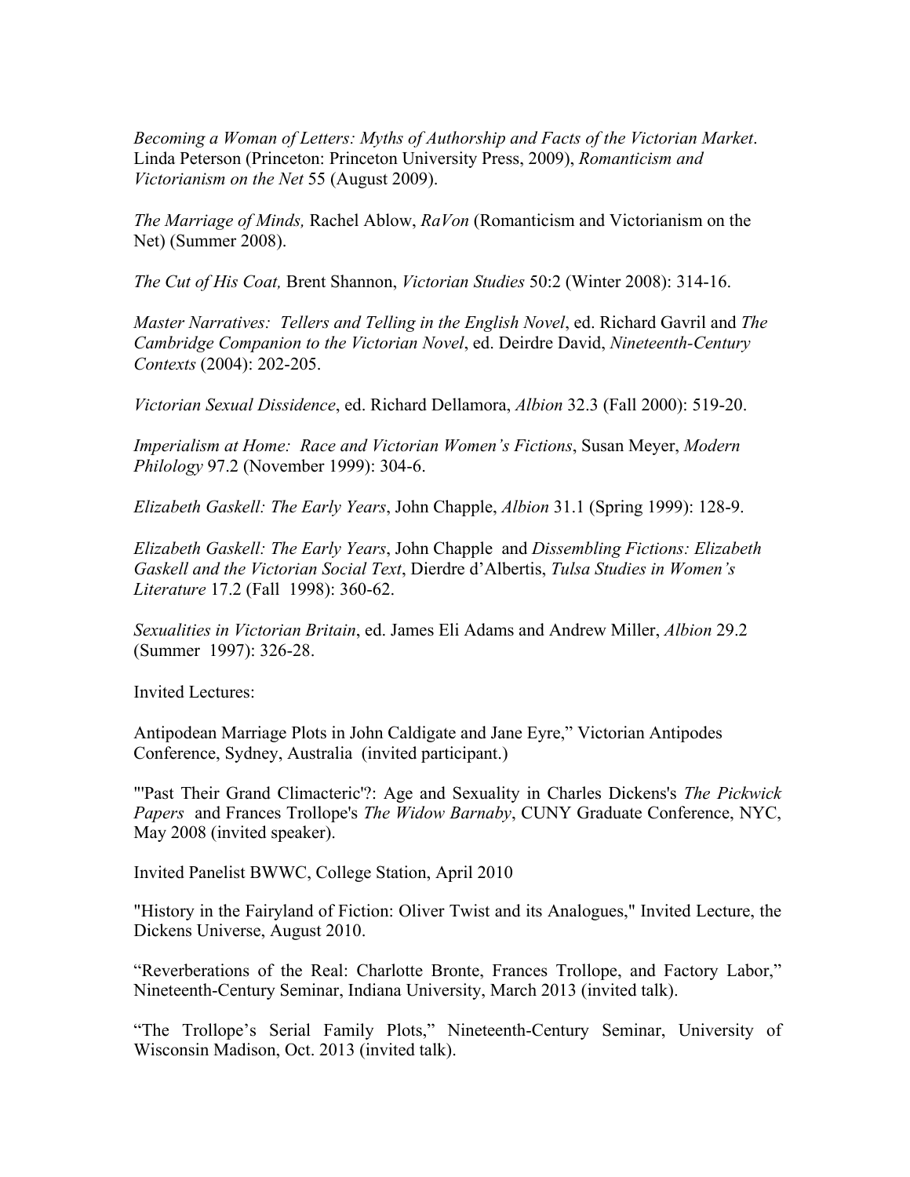*Becoming a Woman of Letters: Myths of Authorship and Facts of the Victorian Market*. Linda Peterson (Princeton: Princeton University Press, 2009), *Romanticism and Victorianism on the Net* 55 (August 2009).

*The Marriage of Minds,* Rachel Ablow, *RaVon* (Romanticism and Victorianism on the Net) (Summer 2008).

*The Cut of His Coat,* Brent Shannon, *Victorian Studies* 50:2 (Winter 2008): 314-16.

*Master Narratives: Tellers and Telling in the English Novel*, ed. Richard Gavril and *The Cambridge Companion to the Victorian Novel*, ed. Deirdre David, *Nineteenth-Century Contexts* (2004): 202-205.

*Victorian Sexual Dissidence*, ed. Richard Dellamora, *Albion* 32.3 (Fall 2000): 519-20.

*Imperialism at Home: Race and Victorian Women's Fictions*, Susan Meyer, *Modern Philology* 97.2 (November 1999): 304-6.

*Elizabeth Gaskell: The Early Years*, John Chapple, *Albion* 31.1 (Spring 1999): 128-9.

*Elizabeth Gaskell: The Early Years*, John Chapple and *Dissembling Fictions: Elizabeth Gaskell and the Victorian Social Text*, Dierdre d'Albertis, *Tulsa Studies in Women's Literature* 17.2 (Fall 1998): 360-62.

*Sexualities in Victorian Britain*, ed. James Eli Adams and Andrew Miller, *Albion* 29.2 (Summer 1997): 326-28.

Invited Lectures:

Antipodean Marriage Plots in John Caldigate and Jane Eyre," Victorian Antipodes Conference, Sydney, Australia (invited participant.)

"'Past Their Grand Climacteric'?: Age and Sexuality in Charles Dickens's *The Pickwick Papers* and Frances Trollope's *The Widow Barnaby*, CUNY Graduate Conference, NYC, May 2008 (invited speaker).

Invited Panelist BWWC, College Station, April 2010

"History in the Fairyland of Fiction: Oliver Twist and its Analogues," Invited Lecture, the Dickens Universe, August 2010.

"Reverberations of the Real: Charlotte Bronte, Frances Trollope, and Factory Labor," Nineteenth-Century Seminar, Indiana University, March 2013 (invited talk).

"The Trollope's Serial Family Plots," Nineteenth-Century Seminar, University of Wisconsin Madison, Oct. 2013 (invited talk).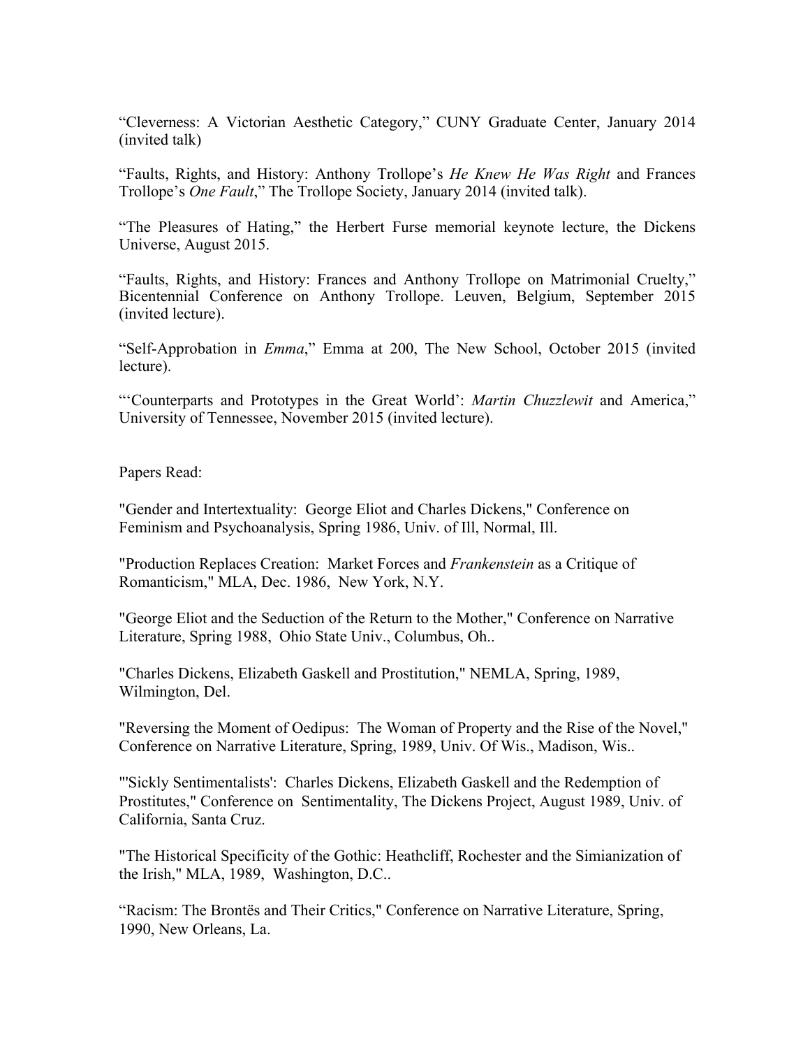“Cleverness: A Victorian Aesthetic Category,” CUNY Graduate Center, January 2014 (invited talk)

“Faults, Rights, and History: Anthony Trollope’s *He Knew He Was Right* and Frances Trollope’s *One Fault*,” The Trollope Society, January 2014 (invited talk).

“The Pleasures of Hating,” the Herbert Furse memorial keynote lecture, the Dickens Universe, August 2015.

“Faults, Rights, and History: Frances and Anthony Trollope on Matrimonial Cruelty,” Bicentennial Conference on Anthony Trollope. Leuven, Belgium, September 2015 (invited lecture).

“Self-Approbation in *Emma*,” Emma at 200, The New School, October 2015 (invited lecture).

“‘Counterparts and Prototypes in the Great World’: *Martin Chuzzlewit* and America,” University of Tennessee, November 2015 (invited lecture).

Papers Read:

"Gender and Intertextuality: George Eliot and Charles Dickens," Conference on Feminism and Psychoanalysis, Spring 1986, Univ. of Ill, Normal, Ill.

"Production Replaces Creation: Market Forces and *Frankenstein* as a Critique of Romanticism," MLA, Dec. 1986, New York, N.Y.

"George Eliot and the Seduction of the Return to the Mother," Conference on Narrative Literature, Spring 1988, Ohio State Univ., Columbus, Oh..

"Charles Dickens, Elizabeth Gaskell and Prostitution," NEMLA, Spring, 1989, Wilmington, Del.

"Reversing the Moment of Oedipus: The Woman of Property and the Rise of the Novel," Conference on Narrative Literature, Spring, 1989, Univ. Of Wis., Madison, Wis..

"'Sickly Sentimentalists': Charles Dickens, Elizabeth Gaskell and the Redemption of Prostitutes," Conference on Sentimentality, The Dickens Project, August 1989, Univ. of California, Santa Cruz.

"The Historical Specificity of the Gothic: Heathcliff, Rochester and the Simianization of the Irish," MLA, 1989, Washington, D.C..

“Racism: The Brontës and Their Critics," Conference on Narrative Literature, Spring, 1990, New Orleans, La.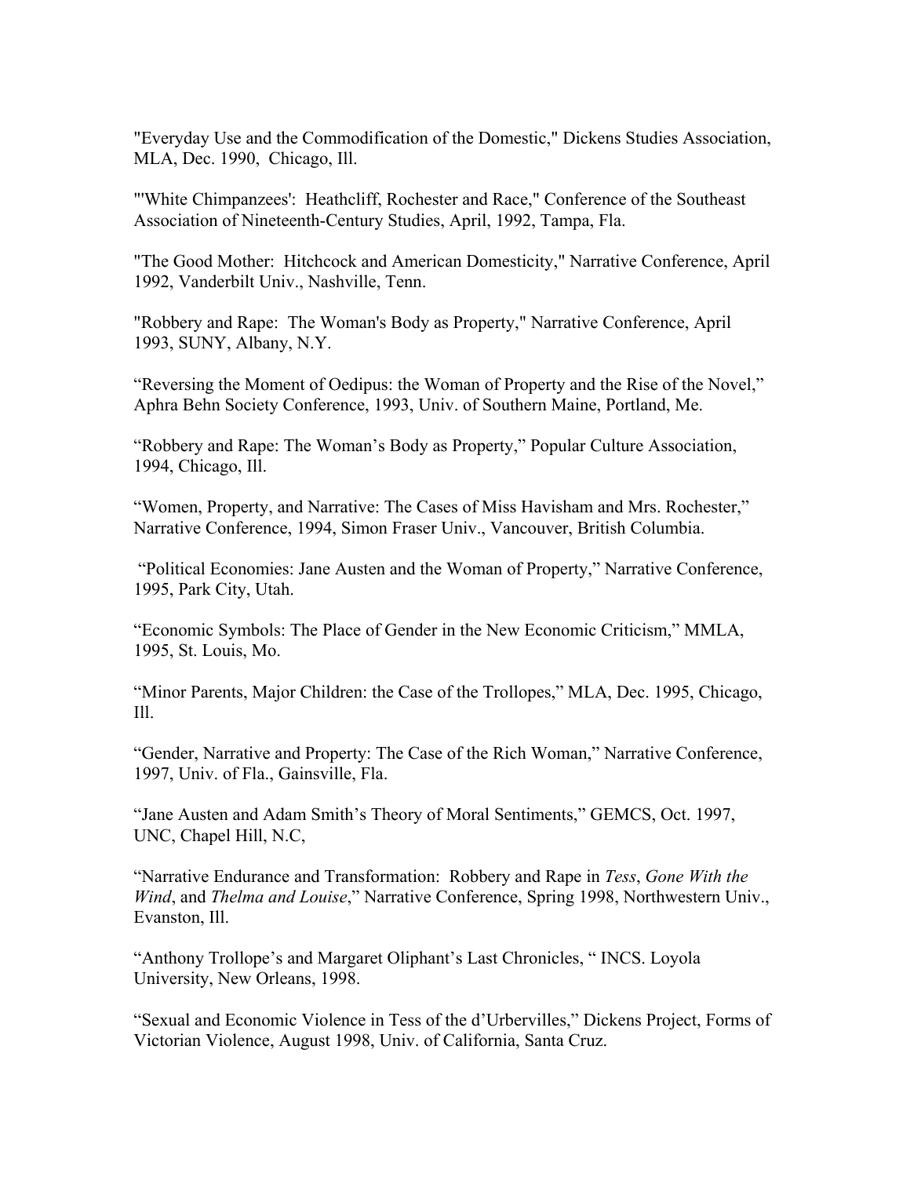"Everyday Use and the Commodification of the Domestic," Dickens Studies Association, MLA, Dec. 1990, Chicago, Ill.

"'White Chimpanzees': Heathcliff, Rochester and Race," Conference of the Southeast Association of Nineteenth-Century Studies, April, 1992, Tampa, Fla.

"The Good Mother: Hitchcock and American Domesticity," Narrative Conference, April 1992, Vanderbilt Univ., Nashville, Tenn.

"Robbery and Rape: The Woman's Body as Property," Narrative Conference, April 1993, SUNY, Albany, N.Y.

"Reversing the Moment of Oedipus: the Woman of Property and the Rise of the Novel," Aphra Behn Society Conference, 1993, Univ. of Southern Maine, Portland, Me.

"Robbery and Rape: The Woman's Body as Property," Popular Culture Association, 1994, Chicago, Ill.

"Women, Property, and Narrative: The Cases of Miss Havisham and Mrs. Rochester," Narrative Conference, 1994, Simon Fraser Univ., Vancouver, British Columbia.

"Political Economies: Jane Austen and the Woman of Property," Narrative Conference, 1995, Park City, Utah.

"Economic Symbols: The Place of Gender in the New Economic Criticism," MMLA, 1995, St. Louis, Mo.

"Minor Parents, Major Children: the Case of the Trollopes," MLA, Dec. 1995, Chicago, Ill.

"Gender, Narrative and Property: The Case of the Rich Woman," Narrative Conference, 1997, Univ. of Fla., Gainsville, Fla.

"Jane Austen and Adam Smith's Theory of Moral Sentiments," GEMCS, Oct. 1997, UNC, Chapel Hill, N.C,

"Narrative Endurance and Transformation: Robbery and Rape in *Tess*, *Gone With the Wind*, and *Thelma and Louise*," Narrative Conference, Spring 1998, Northwestern Univ., Evanston, Ill.

"Anthony Trollope's and Margaret Oliphant's Last Chronicles, " INCS. Loyola University, New Orleans, 1998.

"Sexual and Economic Violence in Tess of the d'Urbervilles," Dickens Project, Forms of Victorian Violence, August 1998, Univ. of California, Santa Cruz.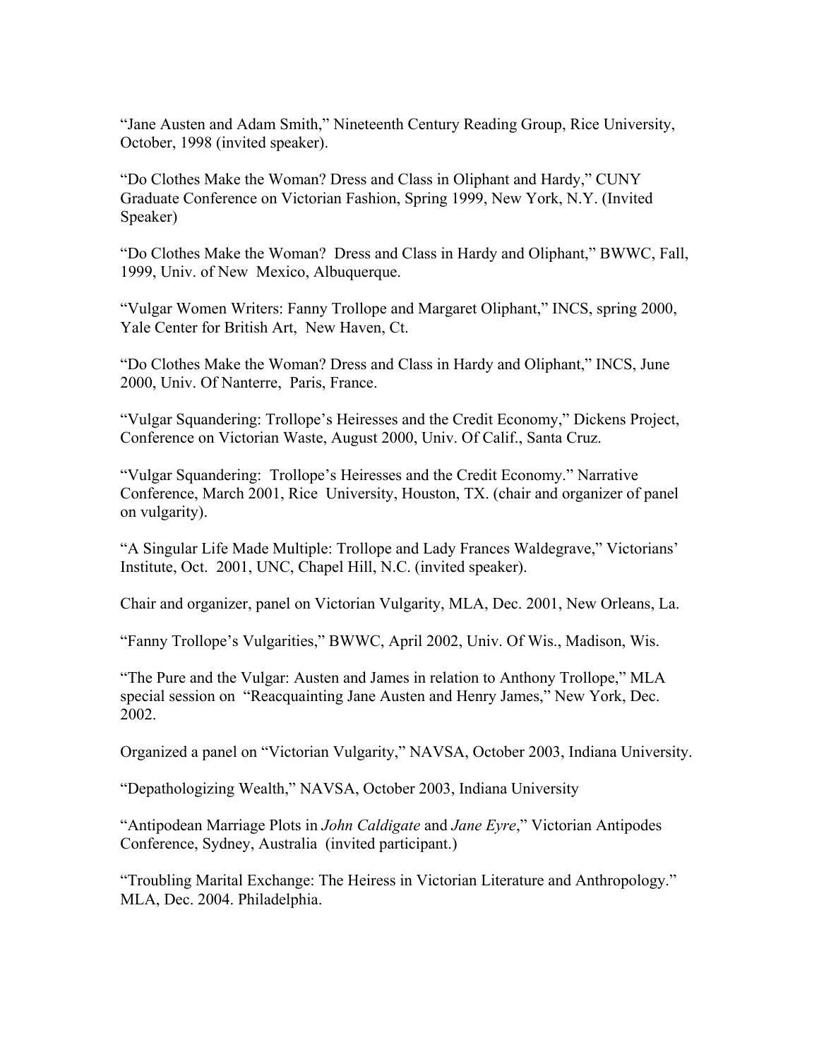"Jane Austen and Adam Smith," Nineteenth Century Reading Group, Rice University, October, 1998 (invited speaker).

"Do Clothes Make the Woman? Dress and Class in Oliphant and Hardy," CUNY Graduate Conference on Victorian Fashion, Spring 1999, New York, N.Y. (Invited Speaker)

"Do Clothes Make the Woman? Dress and Class in Hardy and Oliphant," BWWC, Fall, 1999, Univ. of New Mexico, Albuquerque.

"Vulgar Women Writers: Fanny Trollope and Margaret Oliphant," INCS, spring 2000, Yale Center for British Art, New Haven, Ct.

"Do Clothes Make the Woman? Dress and Class in Hardy and Oliphant," INCS, June 2000, Univ. Of Nanterre, Paris, France.

"Vulgar Squandering: Trollope's Heiresses and the Credit Economy," Dickens Project, Conference on Victorian Waste, August 2000, Univ. Of Calif., Santa Cruz.

"Vulgar Squandering: Trollope's Heiresses and the Credit Economy." Narrative Conference, March 2001, Rice University, Houston, TX. (chair and organizer of panel on vulgarity).

"A Singular Life Made Multiple: Trollope and Lady Frances Waldegrave," Victorians' Institute, Oct. 2001, UNC, Chapel Hill, N.C. (invited speaker).

Chair and organizer, panel on Victorian Vulgarity, MLA, Dec. 2001, New Orleans, La.

"Fanny Trollope's Vulgarities," BWWC, April 2002, Univ. Of Wis., Madison, Wis.

"The Pure and the Vulgar: Austen and James in relation to Anthony Trollope," MLA special session on "Reacquainting Jane Austen and Henry James," New York, Dec. 2002.

Organized a panel on "Victorian Vulgarity," NAVSA, October 2003, Indiana University.

"Depathologizing Wealth," NAVSA, October 2003, Indiana University

"Antipodean Marriage Plots in *John Caldigate* and *Jane Eyre*," Victorian Antipodes Conference, Sydney, Australia (invited participant.)

"Troubling Marital Exchange: The Heiress in Victorian Literature and Anthropology." MLA, Dec. 2004. Philadelphia.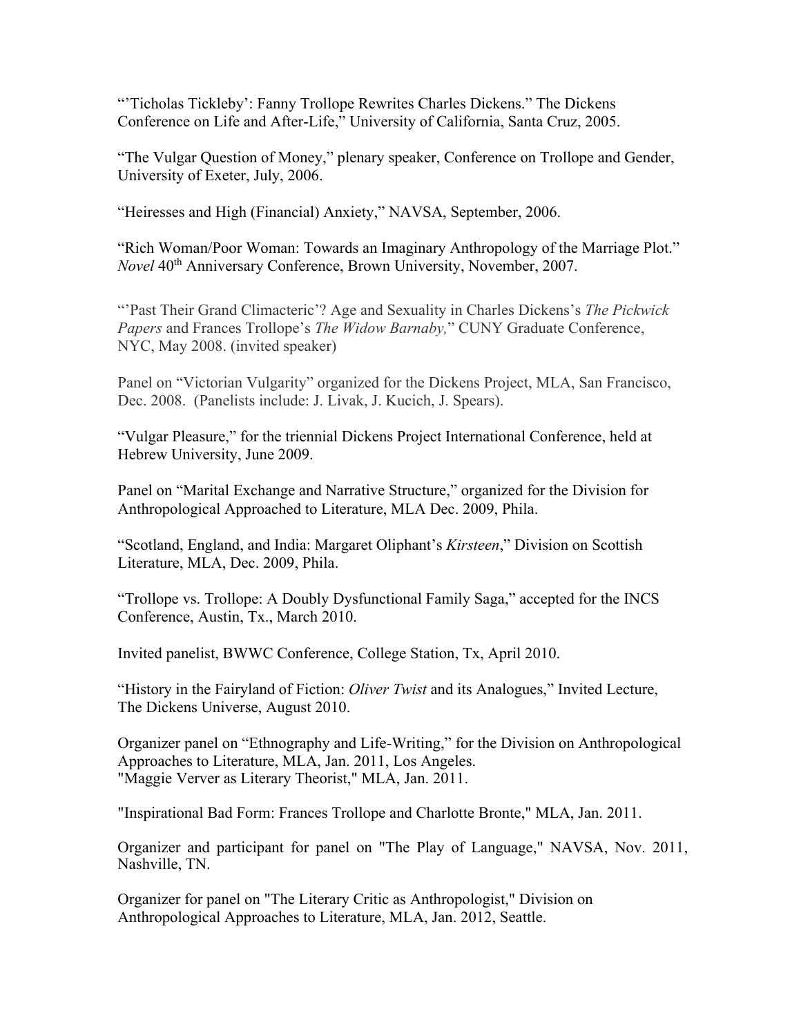"'Ticholas Tickleby': Fanny Trollope Rewrites Charles Dickens." The Dickens Conference on Life and After-Life," University of California, Santa Cruz, 2005.

"The Vulgar Question of Money," plenary speaker, Conference on Trollope and Gender, University of Exeter, July, 2006.

"Heiresses and High (Financial) Anxiety," NAVSA, September, 2006.

"Rich Woman/Poor Woman: Towards an Imaginary Anthropology of the Marriage Plot." *Novel* 40th Anniversary Conference, Brown University, November, 2007.

"'Past Their Grand Climacteric'? Age and Sexuality in Charles Dickens's *The Pickwick Papers* and Frances Trollope's *The Widow Barnaby,*" CUNY Graduate Conference, NYC, May 2008. (invited speaker)

Panel on "Victorian Vulgarity" organized for the Dickens Project, MLA, San Francisco, Dec. 2008. (Panelists include: J. Livak, J. Kucich, J. Spears).

"Vulgar Pleasure," for the triennial Dickens Project International Conference, held at Hebrew University, June 2009.

Panel on "Marital Exchange and Narrative Structure," organized for the Division for Anthropological Approached to Literature, MLA Dec. 2009, Phila.

"Scotland, England, and India: Margaret Oliphant's *Kirsteen*," Division on Scottish Literature, MLA, Dec. 2009, Phila.

"Trollope vs. Trollope: A Doubly Dysfunctional Family Saga," accepted for the INCS Conference, Austin, Tx., March 2010.

Invited panelist, BWWC Conference, College Station, Tx, April 2010.

"History in the Fairyland of Fiction: *Oliver Twist* and its Analogues," Invited Lecture, The Dickens Universe, August 2010.

Organizer panel on "Ethnography and Life-Writing," for the Division on Anthropological Approaches to Literature, MLA, Jan. 2011, Los Angeles.
"Maggie Verver as Literary Theorist," MLA, Jan. 2011.

"Inspirational Bad Form: Frances Trollope and Charlotte Bronte," MLA, Jan. 2011.

Organizer and participant for panel on "The Play of Language," NAVSA, Nov. 2011, Nashville, TN.

Organizer for panel on "The Literary Critic as Anthropologist," Division on Anthropological Approaches to Literature, MLA, Jan. 2012, Seattle.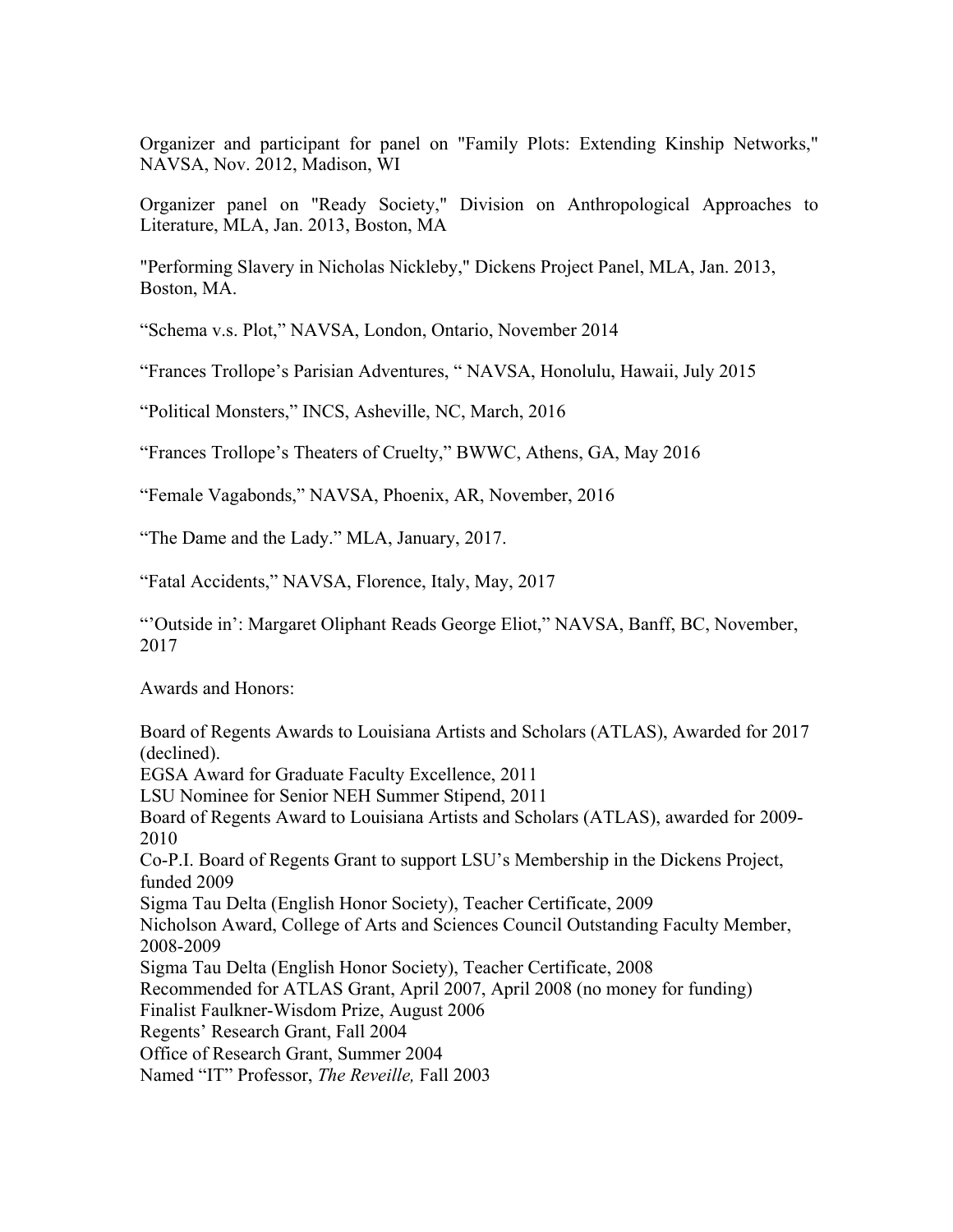Organizer and participant for panel on "Family Plots: Extending Kinship Networks," NAVSA, Nov. 2012, Madison, WI

Organizer panel on "Ready Society," Division on Anthropological Approaches to Literature, MLA, Jan. 2013, Boston, MA

"Performing Slavery in Nicholas Nickleby," Dickens Project Panel, MLA, Jan. 2013, Boston, MA.

"Schema v.s. Plot," NAVSA, London, Ontario, November 2014

"Frances Trollope's Parisian Adventures, " NAVSA, Honolulu, Hawaii, July 2015

"Political Monsters," INCS, Asheville, NC, March, 2016

"Frances Trollope's Theaters of Cruelty," BWWC, Athens, GA, May 2016

"Female Vagabonds," NAVSA, Phoenix, AR, November, 2016

"The Dame and the Lady." MLA, January, 2017.

"Fatal Accidents," NAVSA, Florence, Italy, May, 2017

"'Outside in': Margaret Oliphant Reads George Eliot," NAVSA, Banff, BC, November, 2017

Awards and Honors:

Board of Regents Awards to Louisiana Artists and Scholars (ATLAS), Awarded for 2017 (declined).
EGSA Award for Graduate Faculty Excellence, 2011
LSU Nominee for Senior NEH Summer Stipend, 2011
Board of Regents Award to Louisiana Artists and Scholars (ATLAS), awarded for 2009-2010
Co-P.I. Board of Regents Grant to support LSU's Membership in the Dickens Project, funded 2009
Sigma Tau Delta (English Honor Society), Teacher Certificate, 2009
Nicholson Award, College of Arts and Sciences Council Outstanding Faculty Member, 2008-2009
Sigma Tau Delta (English Honor Society), Teacher Certificate, 2008
Recommended for ATLAS Grant, April 2007, April 2008 (no money for funding)
Finalist Faulkner-Wisdom Prize, August 2006
Regents' Research Grant, Fall 2004
Office of Research Grant, Summer 2004
Named "IT" Professor, *The Reveille,* Fall 2003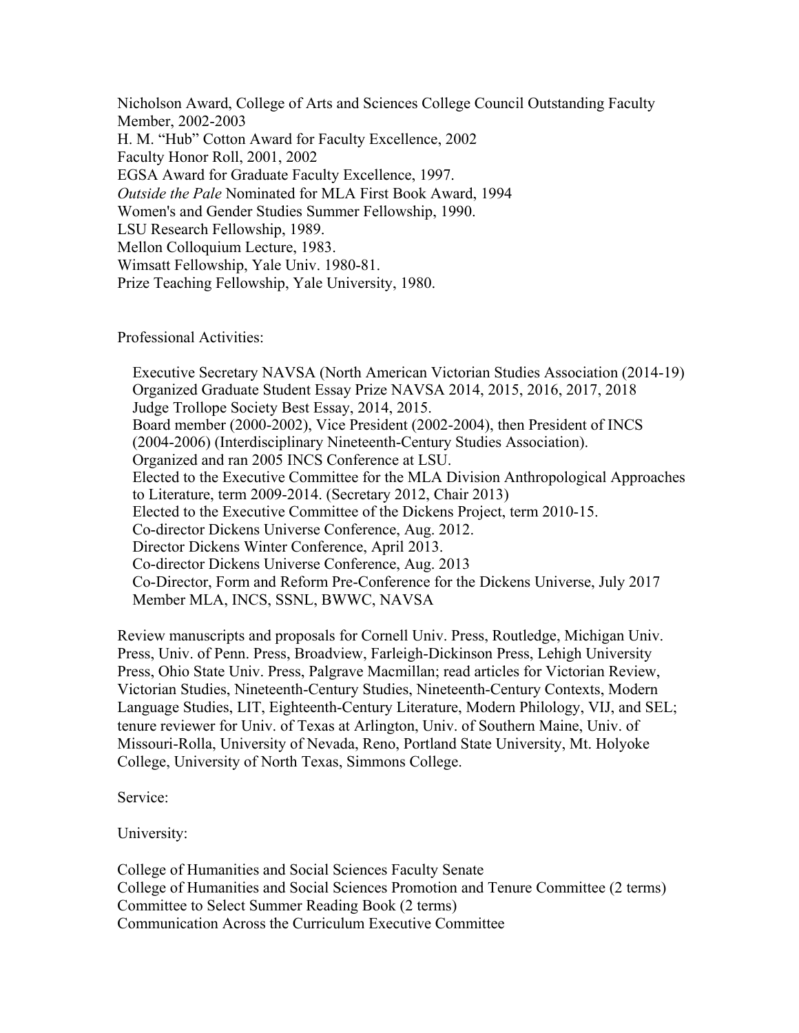Nicholson Award, College of Arts and Sciences College Council Outstanding Faculty Member, 2002-2003
H. M. "Hub" Cotton Award for Faculty Excellence, 2002
Faculty Honor Roll, 2001, 2002
EGSA Award for Graduate Faculty Excellence, 1997.
*Outside the Pale* Nominated for MLA First Book Award, 1994
Women's and Gender Studies Summer Fellowship, 1990.
LSU Research Fellowship, 1989.
Mellon Colloquium Lecture, 1983.
Wimsatt Fellowship, Yale Univ. 1980-81.
Prize Teaching Fellowship, Yale University, 1980.

Professional Activities:

Executive Secretary NAVSA (North American Victorian Studies Association (2014-19)
Organized Graduate Student Essay Prize NAVSA 2014, 2015, 2016, 2017, 2018
Judge Trollope Society Best Essay, 2014, 2015.
Board member (2000-2002), Vice President (2002-2004), then President of INCS (2004-2006) (Interdisciplinary Nineteenth-Century Studies Association).
Organized and ran 2005 INCS Conference at LSU.
Elected to the Executive Committee for the MLA Division Anthropological Approaches to Literature, term 2009-2014. (Secretary 2012, Chair 2013)
Elected to the Executive Committee of the Dickens Project, term 2010-15.
Co-director Dickens Universe Conference, Aug. 2012.
Director Dickens Winter Conference, April 2013.
Co-director Dickens Universe Conference, Aug. 2013
Co-Director, Form and Reform Pre-Conference for the Dickens Universe, July 2017
Member MLA, INCS, SSNL, BWWC, NAVSA

Review manuscripts and proposals for Cornell Univ. Press, Routledge, Michigan Univ. Press, Univ. of Penn. Press, Broadview, Farleigh-Dickinson Press, Lehigh University Press, Ohio State Univ. Press, Palgrave Macmillan; read articles for Victorian Review, Victorian Studies, Nineteenth-Century Studies, Nineteenth-Century Contexts, Modern Language Studies, LIT, Eighteenth-Century Literature, Modern Philology, VIJ, and SEL; tenure reviewer for Univ. of Texas at Arlington, Univ. of Southern Maine, Univ. of Missouri-Rolla, University of Nevada, Reno, Portland State University, Mt. Holyoke College, University of North Texas, Simmons College.

Service:

University:

College of Humanities and Social Sciences Faculty Senate
College of Humanities and Social Sciences Promotion and Tenure Committee (2 terms)
Committee to Select Summer Reading Book (2 terms)
Communication Across the Curriculum Executive Committee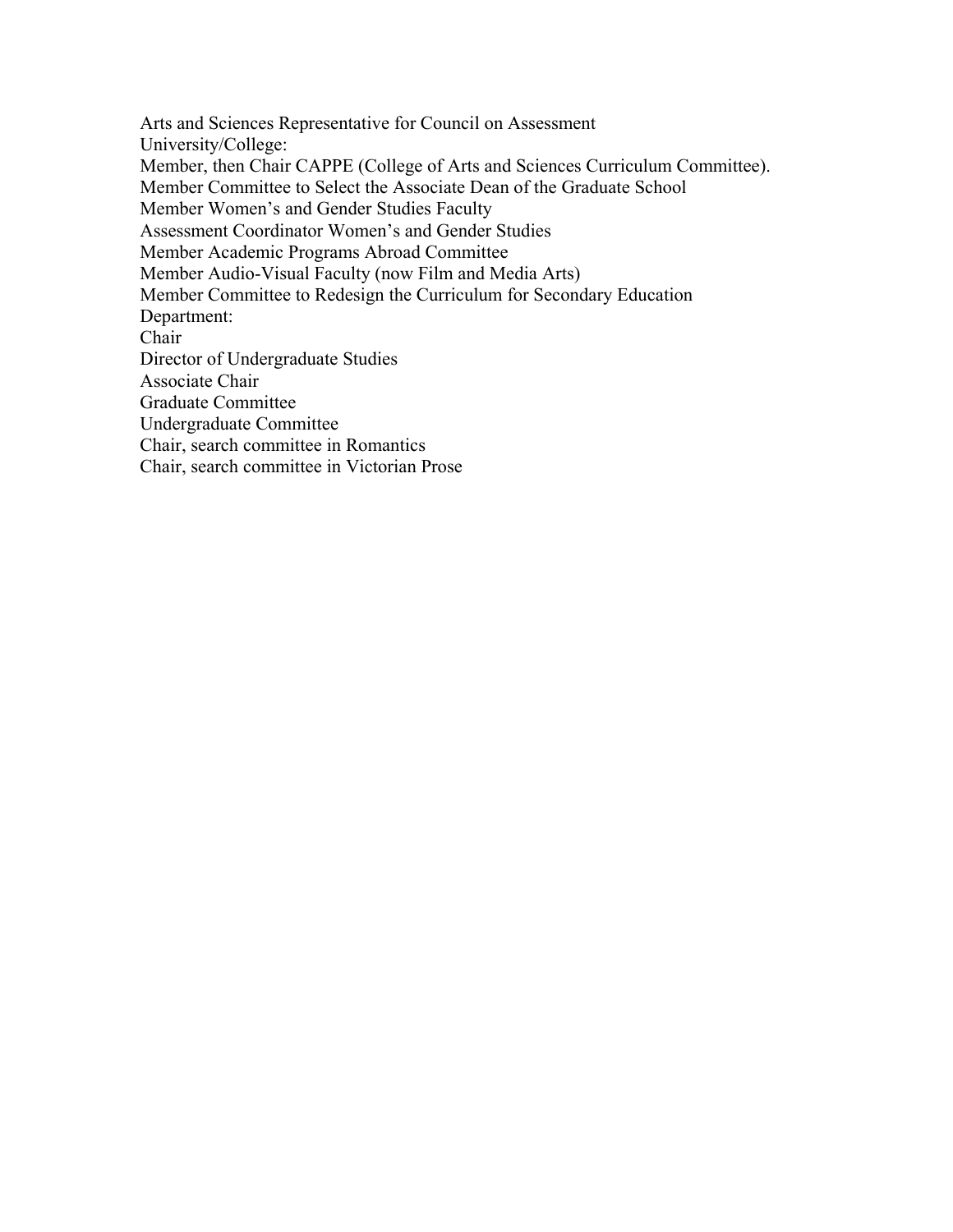Arts and Sciences Representative for Council on Assessment

University/College:

Member, then Chair CAPPE (College of Arts and Sciences Curriculum Committee).

Member Committee to Select the Associate Dean of the Graduate School

Member Women's and Gender Studies Faculty

Assessment Coordinator Women's and Gender Studies

Member Academic Programs Abroad Committee

Member Audio-Visual Faculty (now Film and Media Arts)

Member Committee to Redesign the Curriculum for Secondary Education

Department:

Chair

Director of Undergraduate Studies

Associate Chair

Graduate Committee

Undergraduate Committee

Chair, search committee in Romantics

Chair, search committee in Victorian Prose